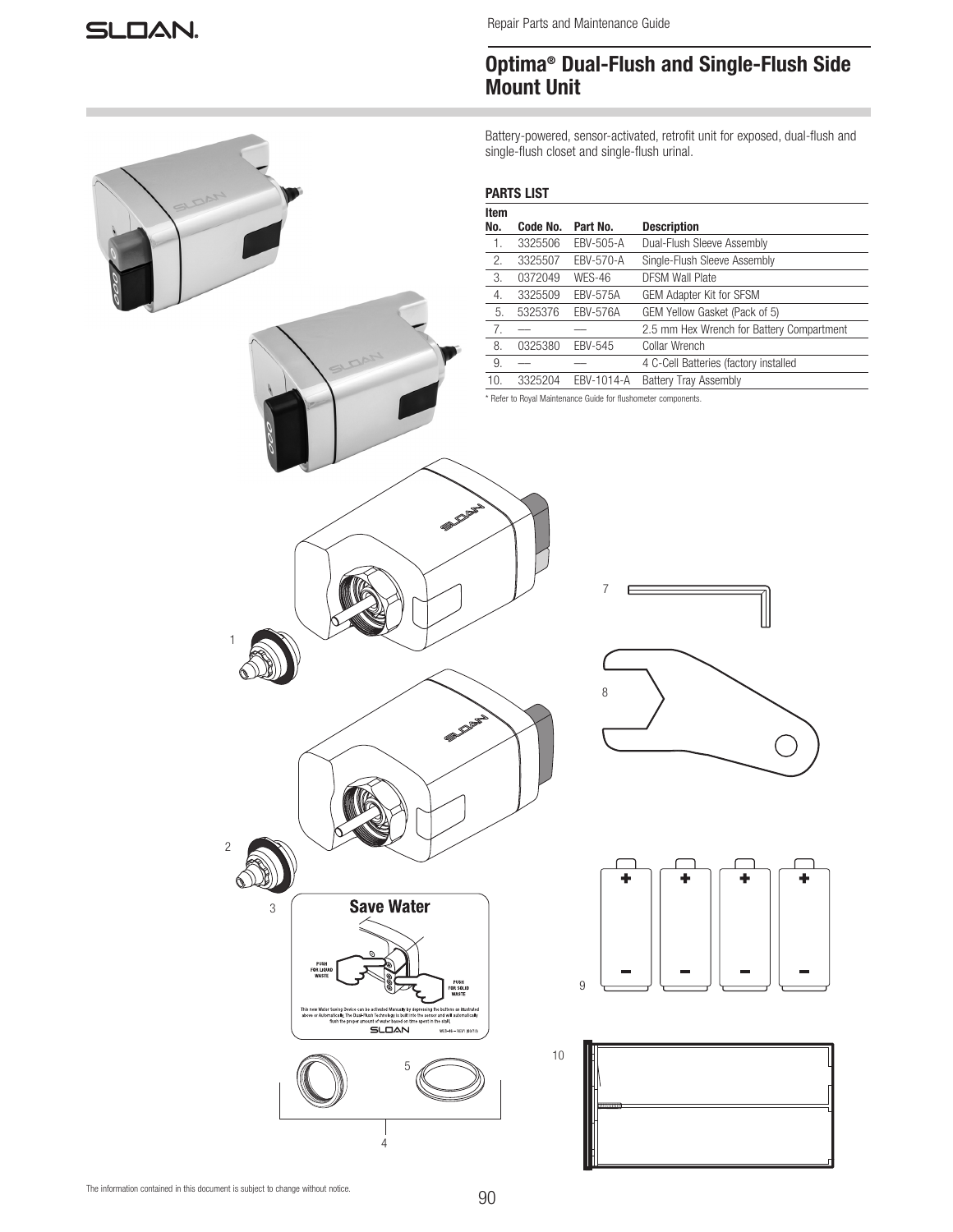# Optima® Dual-Flush and Single-Flush Side Mount Unit

Battery-powered, sensor-activated, retrofit unit for exposed, dual-flush and single-flush closet and single-flush urinal.

## PARTS LIST

| Item No. | Code No. | Part No. | Description |
|---|---|---|---|
| 1. | 3325506 | EBV-505-A | Dual-Flush Sleeve Assembly |
| 2. | 3325507 | EBV-570-A | Single-Flush Sleeve Assembly |
| 3. | 0372049 | WES-46 | DFSM Wall Plate |
| 4. | 3325509 | EBV-575A | GEM Adapter Kit for SFSM |
| 5. | 5325376 | EBV-576A | GEM Yellow Gasket (Pack of 5) |
| 7. | — | — | 2.5 mm Hex Wrench for Battery Compartment |
| 8. | 0325380 | EBV-545 | Collar Wrench |
| 9. | — | — | 4 C-Cell Batteries (factory installed |
| 10. | 3325204 | EBV-1014-A | Battery Tray Assembly |

\* Refer to Royal Maintenance Guide for flushometer components.

The information contained in this document is subject to change without notice.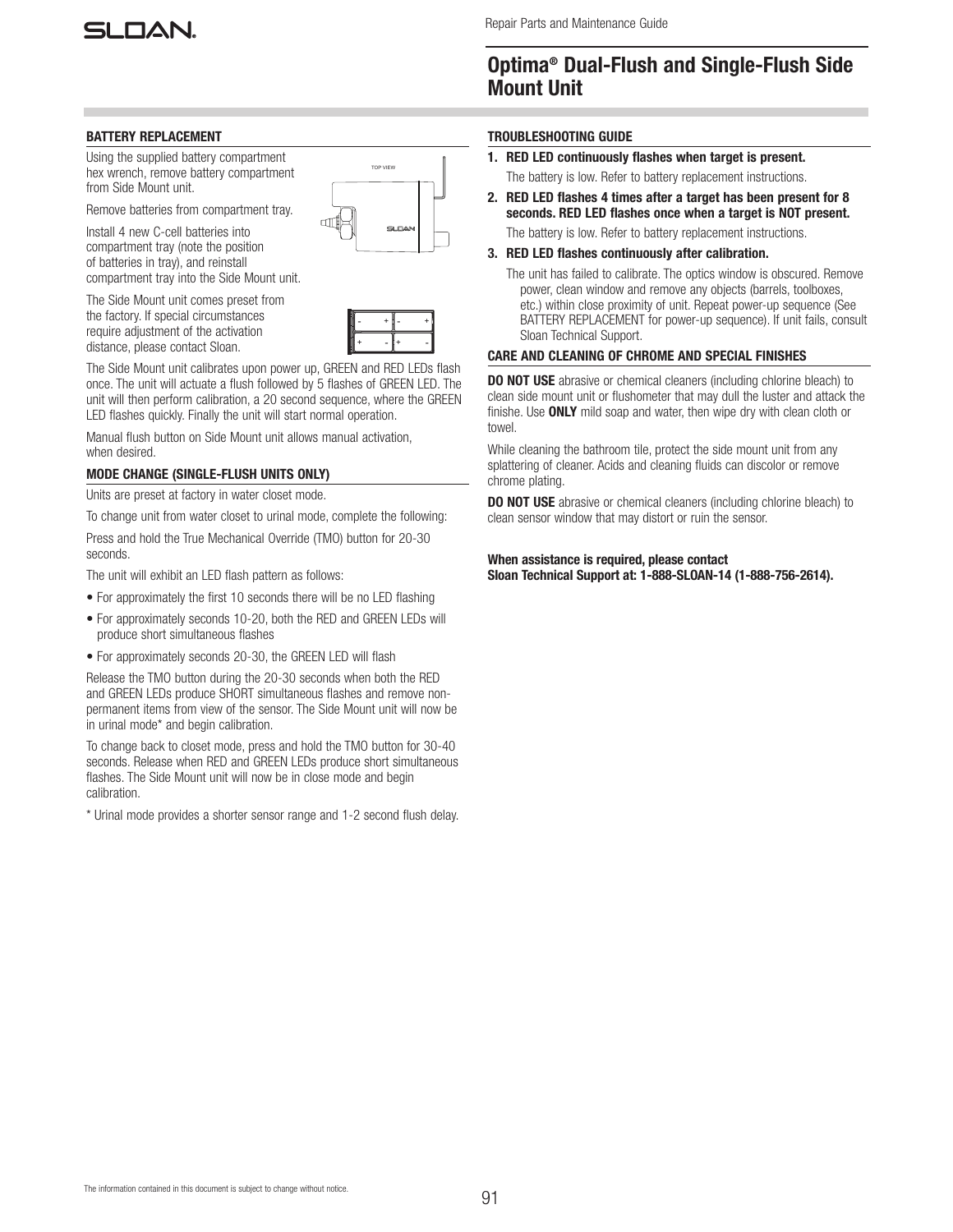# Optima® Dual-Flush and Single-Flush Side Mount Unit

## BATTERY REPLACEMENT

Using the supplied battery compartment hex wrench, remove battery compartment from Side Mount unit.

Remove batteries from compartment tray.

Install 4 new C-cell batteries into compartment tray (note the position of batteries in tray), and reinstall compartment tray into the Side Mount unit.

The Side Mount unit comes preset from the factory. If special circumstances require adjustment of the activation distance, please contact Sloan.

The Side Mount unit calibrates upon power up, GREEN and RED LEDs flash once. The unit will actuate a flush followed by 5 flashes of GREEN LED. The unit will then perform calibration, a 20 second sequence, where the GREEN LED flashes quickly. Finally the unit will start normal operation.

Manual flush button on Side Mount unit allows manual activation, when desired.

## MODE CHANGE (SINGLE-FLUSH UNITS ONLY)

Units are preset at factory in water closet mode.

To change unit from water closet to urinal mode, complete the following:

Press and hold the True Mechanical Override (TMO) button for 20-30 seconds.

The unit will exhibit an LED flash pattern as follows:

- For approximately the first 10 seconds there will be no LED flashing
- For approximately seconds 10-20, both the RED and GREEN LEDs will produce short simultaneous flashes
- For approximately seconds 20-30, the GREEN LED will flash

Release the TMO button during the 20-30 seconds when both the RED and GREEN LEDs produce SHORT simultaneous flashes and remove non-permanent items from view of the sensor. The Side Mount unit will now be in urinal mode* and begin calibration.

To change back to closet mode, press and hold the TMO button for 30-40 seconds. Release when RED and GREEN LEDs produce short simultaneous flashes. The Side Mount unit will now be in close mode and begin calibration.

\* Urinal mode provides a shorter sensor range and 1-2 second flush delay.

## TROUBLESHOOTING GUIDE

1. **RED LED continuously flashes when target is present.**

   The battery is low. Refer to battery replacement instructions.

2. **RED LED flashes 4 times after a target has been present for 8 seconds. RED LED flashes once when a target is NOT present.**

   The battery is low. Refer to battery replacement instructions.

3. **RED LED flashes continuously after calibration.**

   The unit has failed to calibrate. The optics window is obscured. Remove power, clean window and remove any objects (barrels, toolboxes, etc.) within close proximity of unit. Repeat power-up sequence (See BATTERY REPLACEMENT for power-up sequence). If unit fails, consult Sloan Technical Support.

## CARE AND CLEANING OF CHROME AND SPECIAL FINISHES

**DO NOT USE** abrasive or chemical cleaners (including chlorine bleach) to clean side mount unit or flushometer that may dull the luster and attack the finishe. Use **ONLY** mild soap and water, then wipe dry with clean cloth or towel.

While cleaning the bathroom tile, protect the side mount unit from any splattering of cleaner. Acids and cleaning fluids can discolor or remove chrome plating.

**DO NOT USE** abrasive or chemical cleaners (including chlorine bleach) to clean sensor window that may distort or ruin the sensor.

**When assistance is required, please contact Sloan Technical Support at: 1-888-SLOAN-14 (1-888-756-2614).**

The information contained in this document is subject to change without notice.